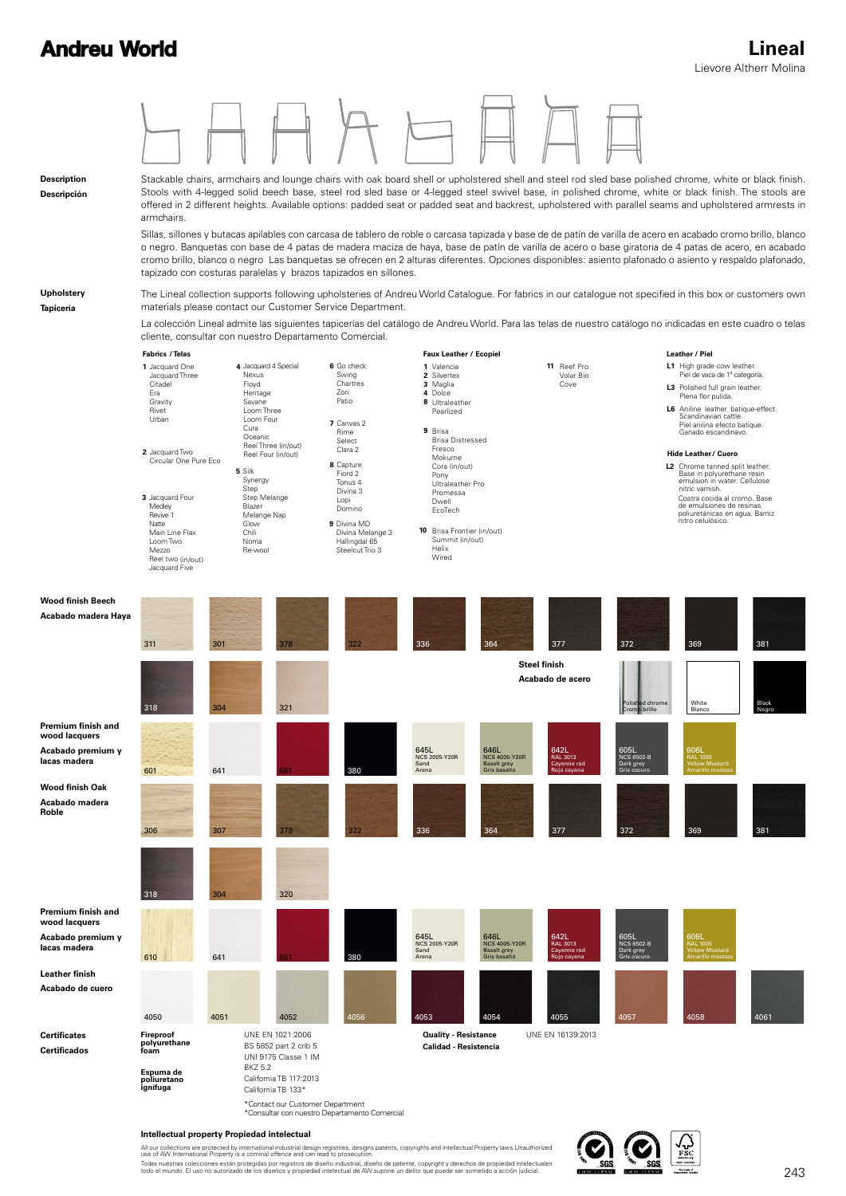# Andreu World

# Lineal

Lievore Altherr Molina

**Description**
**Descripción**

Stackable chairs, armchairs and lounge chairs with oak board shell or upholstered shell and steel rod sled base polished chrome, white or black finish. Stools with 4-legged solid beech base, steel rod sled base or 4-legged steel swivel base, in polished chrome, white or black finish. The stools are offered in 2 different heights. Available options: padded seat or padded seat and backrest, upholstered with parallel seams and upholstered armrests in armchairs.

Sillas, sillones y butacas apilables con carcasa de tablero de roble o carcasa tapizada y base de de patín de varilla de acero en acabado cromo brillo, blanco o negro. Banquetas con base de 4 patas de madera maciza de haya, base de patín de varilla de acero o base giratoria de 4 patas de acero, en acabado cromo brillo, blanco o negro Las banquetas se ofrecen en 2 alturas diferentes. Opciones disponibles: asiento plafonado o asiento y respaldo plafonado, tapizado con costuras paralelas y brazos tapizados en sillones.

**Upholstery**
**Tapicería**

The Lineal collection supports following upholsteries of Andreu World Catalogue. For fabrics in our catalogue not specified in this box or customers own materials please contact our Customer Service Department.

La colección Lineal admite las siguientes tapicerías del catálogo de Andreu World. Para las telas de nuestro catálogo no indicadas en este cuadro o telas cliente, consultar con nuestro Departamento Comercial.

**Fabrics / Telas**

**1** Jacquard One, Jacquard Three, Citadel, Era, Gravity, Rivet, Urban

**2** Jacquard Two, Circular One Pure Eco

**3** Jacquard Four, Medley, Revive 1, Natte, Main Line Flax, Loom Two, Mezzo, Reel two (in/out), Jacquard Five

**4** Jacquard 4 Special, Nexus, Floyd, Heritage, Savane, Loom Three, Loom Four, Cura, Oceanic, Reel Three (in/out), Reel Four (in/out)

**5** Silk, Synergy, Step, Step Melange, Blazer, Melange Nap, Glow, Chili, Noma, Re-wool

**6** Go check, Swing, Chartres, Zori, Patio

**7** Canvas 2, Rime, Select, Clara 2

**8** Capture, Fiord 2, Tonus 4, Divina 3, Lopi, Domino

**9** Divina MD, Divina Melange 3, Hallingdal 65, Steelcut Trio 3

**Faux Leather / Ecopiel**

**1** Valencia
**2** Silvertex
**3** Maglia
**4** Dolce
**8** Ultraleather, Pearlized

**9** Brisa, Brisa Distressed, Fresco, Mokume, Cora (in/out), Pony, Ultraleather Pro, Promessa, Dwell, EcoTech

**10** Brisa Frontier (in/out), Summit (in/out), Helix, Wired

**11** Reef Pro, Volar Bio, Cove

**Leather / Piel**

**L1** High grade cow leather. Piel de vaca de 1ª categoría.

**L3** Polished full grain leather. Plena flor pulida.

**L6** Aniline leather batique-effect. Scandinavian cattle. Piel anilina efecto batique. Ganado escandinavo.

**Hide Leather / Cuero**

**L2** Chrome tanned split leather. Base in polyurethane resin emulsion in water. Cellulose nitric varnish. Costra cocida al cromo. Base de emulsiones de resinas poliuretánicas en agua. Barniz nitro celulósico.

**Wood finish Beech**
**Acabado madera Haya**

311, 301, 378, 322, 336, 364, 377, 372, 369, 381, 318, 304, 321

**Steel finish**
**Acabado de acero**

Polished chrome / Cromo brillo, White / Blanco, Black / Negro

**Premium finish and wood lacquers**
**Acabado premium y lacas madera**

601, 641, 661, 380, 645L NCS 2005-Y20R Sand / Arena, 646L NCS 4005-Y20R Basalt grey / Gris basalto, 642L RAL 3013 Cayenne red / Rojo cayena, 605L NCS 6502-B Dark grey / Gris oscuro, 606L RAL 1005 Yellow Mustard / Amarillo mostaza

**Wood finish Oak**
**Acabado madera Roble**

306, 307, 378, 322, 336, 364, 377, 372, 369, 381, 318, 304, 320

**Premium finish and wood lacquers**
**Acabado premium y lacas madera**

610, 641, 661, 380, 645L NCS 2005-Y20R Sand / Arena, 646L NCS 4005-Y20R Basalt grey / Gris basalto, 642L RAL 3013 Cayenne red / Rojo cayena, 605L NCS 6502-B Dark grey / Gris oscuro, 606L RAL 1005 Yellow Mustard / Amarillo mostaza

**Leather finish**
**Acabado de cuero**

4050, 4051, 4052, 4056, 4053, 4054, 4055, 4057, 4058, 4061

**Certificates**
**Certificados**

**Fireproof polyurethane foam**
**Espuma de poliuretano ignífuga**

UNE EN 1021:2006
BS 5852 part 2 crib 5
UNI 9175 Classe 1 IM
BKZ 5.2
California TB 117:2013
California TB 133*

*Contact our Customer Department
*Consultar con nuestro Departamento Comercial

**Quality - Resistance**
**Calidad - Resistencia**

UNE EN 16139:2013

**Intellectual property Propiedad intelectual**

All our collections are protected by international industrial design registries, designs patents, copyrights and intellectual Property laws.Unauthorized use of AW International Property is a criminal offence and can lead to prosecution.

Todas nuestras colecciones están protegidas por registros de diseño industrial, diseño de patente, copyright y derechos de propiedad intelectuale todo el mundo. El uso no autorizado de los diseños y propiedad intelectual de AW supone un delito que puede ser sometido a acción judicial.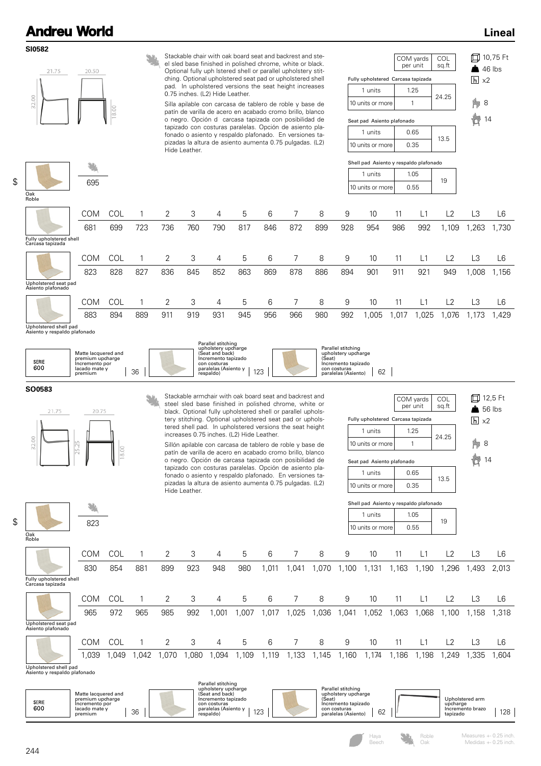# Andreu World

## Lineal

### SI0582

Dimensions: 21.75 / 20.50 / 32.00 / 18.00

Stackable chair with oak board seat and backrest and steel sled base finished in polished chrome, white or black. Optional fully uph lstered shell or parallel upholstery stitching. Optional upholstered seat pad or upholstered shell pad. In upholstered versions the seat height increases 0.75 inches. (L2) Hide Leather.

Silla apilable con carcasa de tablero de roble y base de patín de varilla de acero en acabado cromo brillo, blanco o negro. Opción d carcasa tapizada con posibilidad de tapizado con costuras paralelas. Opción de asiento plafonado o asiento y respaldo plafonado. En versiones tapizadas la altura de asiento aumenta 0.75 pulgadas. (L2) Hide Leather.

| | COM yards per unit | COL sq.ft |
|---|---|---|
| **Fully upholstered Carcasa tapizada** | | |
| 1 units | 1.25 | 24.25 |
| 10 units or more | 1 | |
| **Seat pad Asiento plafonado** | | |
| 1 units | 0.65 | 13.5 |
| 10 units or more | 0.35 | |
| **Shell pad Asiento y respaldo plafonado** | | |
| 1 units | 1.05 | 19 |
| 10 units or more | 0.55 | |

10,75 Ft · 46 lbs · x2 · 8 · 14

$

Oak / Roble: 695

| | COM | COL | 1 | 2 | 3 | 4 | 5 | 6 | 7 | 8 | 9 | 10 | 11 | L1 | L2 | L3 | L6 |
|---|---|---|---|---|---|---|---|---|---|---|---|---|---|---|---|---|---|
| Fully upholstered shell / Carcasa tapizada | 681 | 699 | 723 | 736 | 760 | 790 | 817 | 846 | 872 | 899 | 928 | 954 | 986 | 992 | 1,109 | 1,263 | 1,730 |
| Upholstered seat pad / Asiento plafonado | 823 | 828 | 827 | 836 | 845 | 852 | 863 | 869 | 878 | 886 | 894 | 901 | 911 | 921 | 949 | 1,008 | 1,156 |
| Upholstered shell pad / Asiento y respaldo plafonado | 883 | 894 | 889 | 911 | 919 | 931 | 945 | 956 | 966 | 980 | 992 | 1,005 | 1,017 | 1,025 | 1,076 | 1,173 | 1,429 |

| Option | Price |
|---|---|
| SERIE 600 — Matte lacquered and premium upcharge / Incremento por lacado mate y premium | 36 |
| Parallel stitching upholstery upcharge (Seat and back) / Incremento tapizado con costuras paralelas (Asiento y respaldo) | 123 |
| Parallel stitching upholstery upcharge (Seat) / Incremento tapizado con costuras paralelas (Asiento) | 62 |

### SO0583

Dimensions: 21.75 / 20.75 / 32.00 / 25.25 / 18.00

Stackable armchair with oak board seat and backrest and steel sled base finished in polished chrome, white or black. Optional fully upholstered shell or parallel upholstery stitching. Optional upholstered seat pad or upholstered shell pad. In upholstered versions the seat height increases 0.75 inches. (L2) Hide Leather.

Sillón apilable con carcasa de tablero de roble y base de patín de varilla de acero en acabado cromo brillo, blanco o negro. Opción de carcasa tapizada con posibilidad de tapizado con costuras paralelas. Opción de asiento plafonado o asiento y respaldo plafonado. En versiones tapizadas la altura de asiento aumenta 0.75 pulgadas. (L2) Hide Leather.

| | COM yards per unit | COL sq.ft |
|---|---|---|
| **Fully upholstered Carcasa tapizada** | | |
| 1 units | 1.25 | 24.25 |
| 10 units or more | 1 | |
| **Seat pad Asiento plafonado** | | |
| 1 units | 0.65 | 13.5 |
| 10 units or more | 0.35 | |
| **Shell pad Asiento y respaldo plafonado** | | |
| 1 units | 1.05 | 19 |
| 10 units or more | 0.55 | |

12,5 Ft · 56 lbs · x2 · 8 · 14

$

Oak / Roble: 823

| | COM | COL | 1 | 2 | 3 | 4 | 5 | 6 | 7 | 8 | 9 | 10 | 11 | L1 | L2 | L3 | L6 |
|---|---|---|---|---|---|---|---|---|---|---|---|---|---|---|---|---|---|
| Fully upholstered shell / Carcasa tapizada | 830 | 854 | 881 | 899 | 923 | 948 | 980 | 1,011 | 1,041 | 1,070 | 1,100 | 1,131 | 1,163 | 1,190 | 1,296 | 1,493 | 2,013 |
| Upholstered seat pad / Asiento plafonado | 965 | 972 | 965 | 985 | 992 | 1,001 | 1,007 | 1,017 | 1,025 | 1,036 | 1,041 | 1,052 | 1,063 | 1,068 | 1,100 | 1,158 | 1,318 |
| Upholstered shell pad / Asiento y respaldo plafonado | 1,039 | 1,049 | 1,042 | 1,070 | 1,080 | 1,094 | 1,109 | 1,119 | 1,133 | 1,145 | 1,160 | 1,174 | 1,186 | 1,198 | 1,249 | 1,335 | 1,604 |

| Option | Price |
|---|---|
| SERIE 600 — Matte lacquered and premium upcharge / Incremento por lacado mate y premium | 36 |
| Parallel stitching upholstery upcharge (Seat and back) / Incremento tapizado con costuras paralelas (Asiento y respaldo) | 123 |
| Parallel stitching upholstery upcharge (Seat) / Incremento tapizado con costuras paralelas (Asiento) | 62 |
| Upholstered arm upcharge / Incremento brazo tapizado | 128 |

Haya / Beech · Roble / Oak

Measures +- 0.25 inch. / Medidas +- 0.25 inch.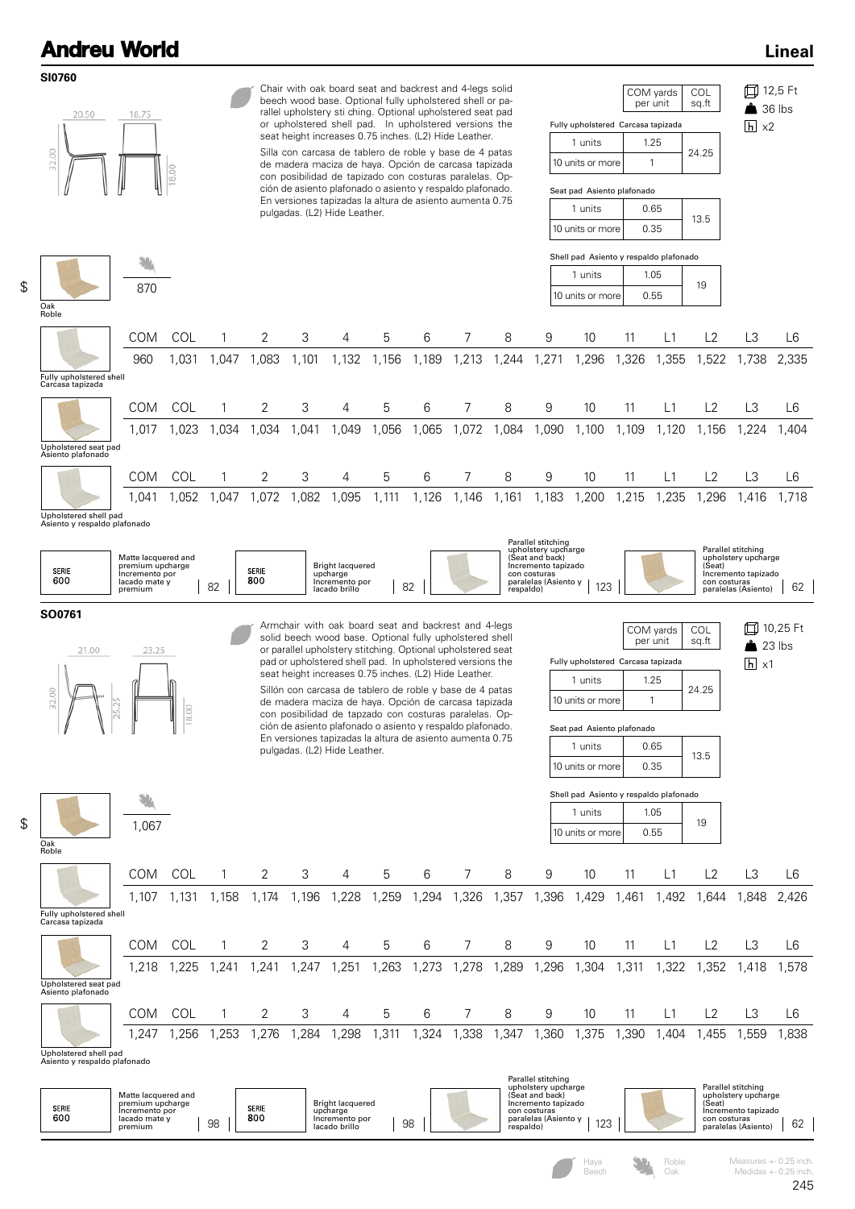# Andreu World

## Lineal

### SI0760

Chair with oak board seat and backrest and 4-legs solid beech wood base. Optional fully upholstered shell or parallel upholstery sti ching. Optional upholstered seat pad or upholstered shell pad. In upholstered versions the seat height increases 0.75 inches. (L2) Hide Leather.

Silla con carcasa de tablero de roble y base de 4 patas de madera maciza de haya. Opción de carcasa tapizada con posibilidad de tapizado con costuras paralelas. Opción de asiento plafonado o asiento y respaldo plafonado. En versiones tapizadas la altura de asiento aumenta 0.75 pulgadas. (L2) Hide Leather.

Dimensions: 20.50 / 18.75 / 32.00 / 18.00

12,5 Ft · 36 lbs · x2

| | COM yards per unit | COL sq.ft |
|---|---|---|
| **Fully upholstered Carcasa tapizada** | | |
| 1 units | 1.25 | 24.25 |
| 10 units or more | 1 | |
| **Seat pad Asiento plafonado** | | |
| 1 units | 0.65 | 13.5 |
| 10 units or more | 0.35 | |
| **Shell pad Asiento y respaldo plafonado** | | |
| 1 units | 1.05 | 19 |
| 10 units or more | 0.55 | |

$ Oak / Roble: 870

| | COM | COL | 1 | 2 | 3 | 4 | 5 | 6 | 7 | 8 | 9 | 10 | 11 | L1 | L2 | L3 | L6 |
|---|---|---|---|---|---|---|---|---|---|---|---|---|---|---|---|---|---|
| Fully upholstered shell / Carcasa tapizada | 960 | 1,031 | 1,047 | 1,083 | 1,101 | 1,132 | 1,156 | 1,189 | 1,213 | 1,244 | 1,271 | 1,296 | 1,326 | 1,355 | 1,522 | 1,738 | 2,335 |
| Upholstered seat pad / Asiento plafonado | 1,017 | 1,023 | 1,034 | 1,034 | 1,041 | 1,049 | 1,056 | 1,065 | 1,072 | 1,084 | 1,090 | 1,100 | 1,109 | 1,120 | 1,156 | 1,224 | 1,404 |
| Upholstered shell pad / Asiento y respaldo plafonado | 1,041 | 1,052 | 1,047 | 1,072 | 1,082 | 1,095 | 1,111 | 1,126 | 1,146 | 1,161 | 1,183 | 1,200 | 1,215 | 1,235 | 1,296 | 1,416 | 1,718 |

| Option | Price |
|---|---|
| SERIE 600 – Matte lacquered and premium upcharge / Incremento por lacado mate y premium | 82 |
| SERIE 800 – Bright lacquered upcharge / Incremento por lacado brillo | 82 |
| Parallel stitching upholstery upcharge (Seat and back) / Incremento tapizado con costuras paralelas (Asiento y respaldo) | 123 |
| Parallel stitching upholstery upcharge (Seat) / Incremento tapizado con costuras paralelas (Asiento) | 62 |

### SO0761

Armchair with oak board seat and backrest and 4-legs solid beech wood base. Optional fully upholstered shell or parallel upholstery stitching. Optional upholstered seat pad or upholstered shell pad. In upholstered versions the seat height increases 0.75 inches. (L2) Hide Leather.

Sillón con carcasa de tablero de roble y base de 4 patas de madera maciza de haya. Opción de carcasa tapizada con posibilidad de tapzado con costuras paralelas. Opción de asiento plafonado o asiento y respaldo plafonado. En versiones tapizadas la altura de asiento aumenta 0.75 pulgadas. (L2) Hide Leather.

Dimensions: 21.00 / 23.25 / 32.00 / 25.25 / 18.00

10,25 Ft · 23 lbs · x1

| | COM yards per unit | COL sq.ft |
|---|---|---|
| **Fully upholstered Carcasa tapizada** | | |
| 1 units | 1.25 | 24.25 |
| 10 units or more | 1 | |
| **Seat pad Asiento plafonado** | | |
| 1 units | 0.65 | 13.5 |
| 10 units or more | 0.35 | |
| **Shell pad Asiento y respaldo plafonado** | | |
| 1 units | 1.05 | 19 |
| 10 units or more | 0.55 | |

$ Oak / Roble: 1,067

| | COM | COL | 1 | 2 | 3 | 4 | 5 | 6 | 7 | 8 | 9 | 10 | 11 | L1 | L2 | L3 | L6 |
|---|---|---|---|---|---|---|---|---|---|---|---|---|---|---|---|---|---|
| Fully upholstered shell / Carcasa tapizada | 1,107 | 1,131 | 1,158 | 1,174 | 1,196 | 1,228 | 1,259 | 1,294 | 1,326 | 1,357 | 1,396 | 1,429 | 1,461 | 1,492 | 1,644 | 1,848 | 2,426 |
| Upholstered seat pad / Asiento plafonado | 1,218 | 1,225 | 1,241 | 1,241 | 1,247 | 1,251 | 1,263 | 1,273 | 1,278 | 1,289 | 1,296 | 1,304 | 1,311 | 1,322 | 1,352 | 1,418 | 1,578 |
| Upholstered shell pad / Asiento y respaldo plafonado | 1,247 | 1,256 | 1,253 | 1,276 | 1,284 | 1,298 | 1,311 | 1,324 | 1,338 | 1,347 | 1,360 | 1,375 | 1,390 | 1,404 | 1,455 | 1,559 | 1,838 |

| Option | Price |
|---|---|
| SERIE 600 – Matte lacquered and premium upcharge / Incremento por lacado mate y premium | 98 |
| SERIE 800 – Bright lacquered upcharge / Incremento por lacado brillo | 98 |
| Parallel stitching upholstery upcharge (Seat and back) / Incremento tapizado con costuras paralelas (Asiento y respaldo) | 123 |
| Parallel stitching upholstery upcharge (Seat) / Incremento tapizado con costuras paralelas (Asiento) | 62 |

Haya / Beech · Roble / Oak

Measures +- 0.25 inch. Medidas +- 0.25 inch.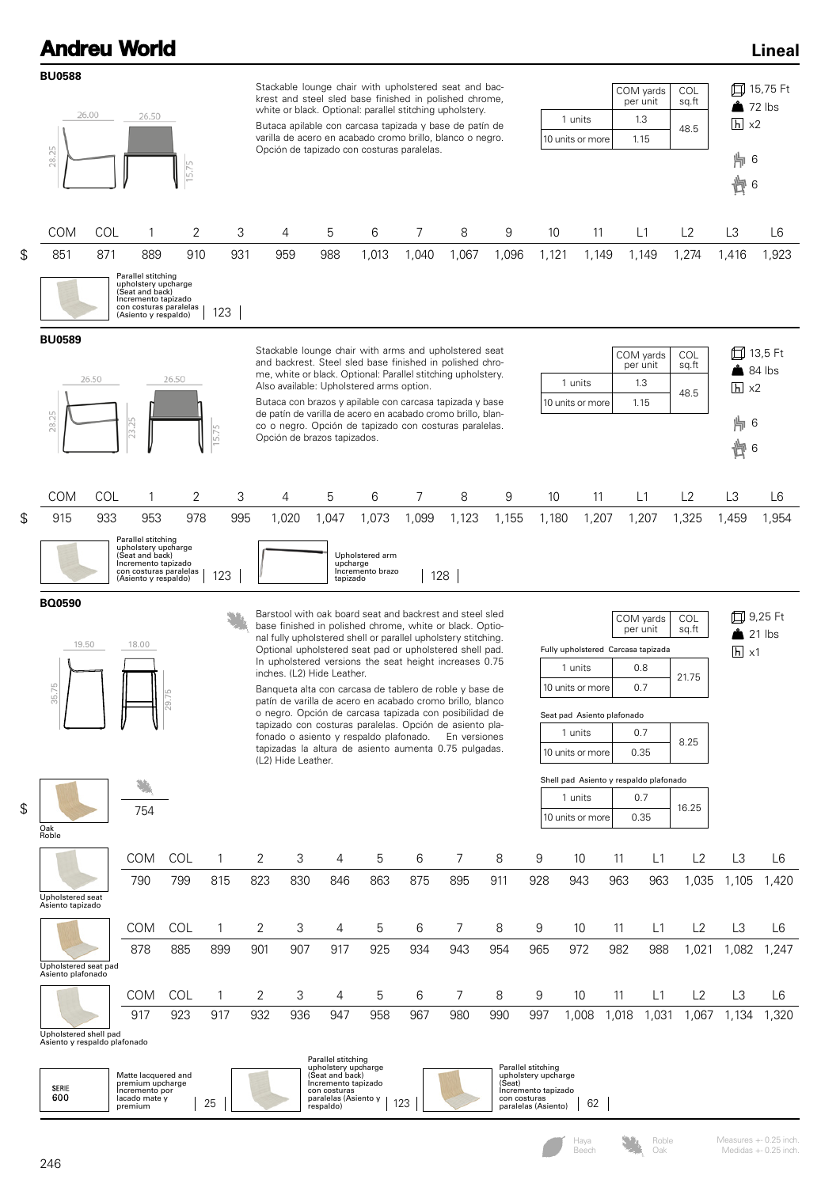# Andreu World

## Lineal

### BU0588

Stackable lounge chair with upholstered seat and backrest and steel sled base finished in polished chrome, white or black. Optional: parallel stitching upholstery.

Butaca apilable con carcasa tapizada y base de patín de varilla de acero en acabado cromo brillo, blanco o negro. Opción de tapizado con costuras paralelas.

Dimensions: 26.00 / 26.50 / 28.25 / 15.75

|  | COM yards per unit | COL sq.ft |
|---|---|---|
| 1 units | 1.3 | 48.5 |
| 10 units or more | 1.15 | |

15,75 Ft · 72 lbs · x2 · 6 · 6

| | COM | COL | 1 | 2 | 3 | 4 | 5 | 6 | 7 | 8 | 9 | 10 | 11 | L1 | L2 | L3 | L6 |
|---|---|---|---|---|---|---|---|---|---|---|---|---|---|---|---|---|---|
| $ | 851 | 871 | 889 | 910 | 931 | 959 | 988 | 1,013 | 1,040 | 1,067 | 1,096 | 1,121 | 1,149 | 1,149 | 1,274 | 1,416 | 1,923 |

Parallel stitching upholstery upcharge (Seat and back) / Incremento tapizado con costuras paralelas (Asiento y respaldo) | 123

### BU0589

Stackable lounge chair with arms and upholstered seat and backrest. Steel sled base finished in polished chrome, white or black. Optional: Parallel stitching upholstery. Also available: Upholstered arms option.

Butaca con brazos y apilable con carcasa tapizada y base de patín de varilla de acero en acabado cromo brillo, blanco o negro. Opción de tapizado con costuras paralelas. Opción de brazos tapizados.

Dimensions: 26.50 / 26.50 / 28.25 / 23.25 / 15.75

|  | COM yards per unit | COL sq.ft |
|---|---|---|
| 1 units | 1.3 | 48.5 |
| 10 units or more | 1.15 | |

13,5 Ft · 84 lbs · x2 · 6 · 6

| | COM | COL | 1 | 2 | 3 | 4 | 5 | 6 | 7 | 8 | 9 | 10 | 11 | L1 | L2 | L3 | L6 |
|---|---|---|---|---|---|---|---|---|---|---|---|---|---|---|---|---|---|
| $ | 915 | 933 | 953 | 978 | 995 | 1,020 | 1,047 | 1,073 | 1,099 | 1,123 | 1,155 | 1,180 | 1,207 | 1,207 | 1,325 | 1,459 | 1,954 |

Parallel stitching upholstery upcharge (Seat and back) / Incremento tapizado con costuras paralelas (Asiento y respaldo) | 123

Upholstered arm upcharge / Incremento brazo tapizado | 128

### BQ0590

Barstool with oak board seat and backrest and steel sled base finished in polished chrome, white or black. Optional fully upholstered shell or parallel upholstery stitching. Optional upholstered seat pad or upholstered shell pad. In upholstered versions the seat height increases 0.75 inches. (L2) Hide Leather.

Banqueta alta con carcasa de tablero de roble y base de patín de varilla de acero en acabado cromo brillo, blanco o negro. Opción de carcasa tapizada con posibilidad de tapizado con costuras paralelas. Opción de asiento plafonado o asiento y respaldo plafonado. En versiones tapizadas la altura de asiento aumenta 0.75 pulgadas. (L2) Hide Leather.

Dimensions: 19.50 / 18.00 / 35.75 / 29.75

| Fully upholstered / Carcasa tapizada | COM yards per unit | COL sq.ft |
|---|---|---|
| 1 units | 0.8 | 21.75 |
| 10 units or more | 0.7 | |

| Seat pad / Asiento plafonado | COM yards per unit | COL sq.ft |
|---|---|---|
| 1 units | 0.7 | 8.25 |
| 10 units or more | 0.35 | |

| Shell pad / Asiento y respaldo plafonado | COM yards per unit | COL sq.ft |
|---|---|---|
| 1 units | 0.7 | 16.25 |
| 10 units or more | 0.35 | |

9,25 Ft · 21 lbs · x1

Oak / Roble — $ 754

| Version | COM | COL | 1 | 2 | 3 | 4 | 5 | 6 | 7 | 8 | 9 | 10 | 11 | L1 | L2 | L3 | L6 |
|---|---|---|---|---|---|---|---|---|---|---|---|---|---|---|---|---|---|
| Upholstered seat / Asiento tapizado | 790 | 799 | 815 | 823 | 830 | 846 | 863 | 875 | 895 | 911 | 928 | 943 | 963 | 963 | 1,035 | 1,105 | 1,420 |
| Upholstered seat pad / Asiento plafonado | 878 | 885 | 899 | 901 | 907 | 917 | 925 | 934 | 943 | 954 | 965 | 972 | 982 | 988 | 1,021 | 1,082 | 1,247 |
| Upholstered shell pad / Asiento y respaldo plafonado | 917 | 923 | 917 | 932 | 936 | 947 | 958 | 967 | 980 | 990 | 997 | 1,008 | 1,018 | 1,031 | 1,067 | 1,134 | 1,320 |

SERIE 600 — Matte lacquered and premium upcharge / Incremento por lacado mate y premium | 25

Parallel stitching upholstery upcharge (Seat and back) / Incremento tapizado con costuras paralelas (Asiento y respaldo) | 123

Parallel stitching upholstery upcharge (Seat) / Incremento tapizado con costuras paralelas (Asiento) | 62

Haya / Beech · Roble / Oak

Measures +- 0.25 inch. / Medidas +- 0.25 inch.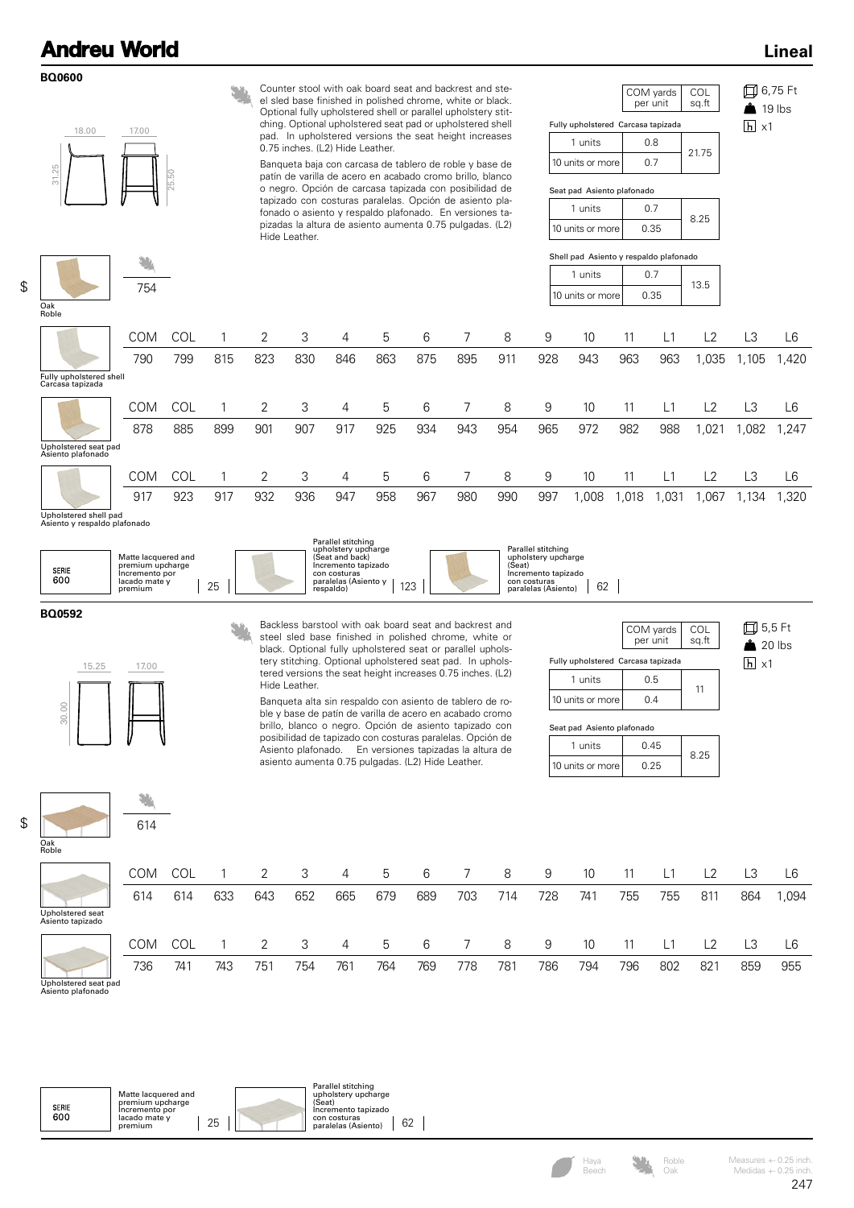# Andreu World

## Lineal

### BQ0600

18.00 | 17.00 | 31.25 | 25.50

Counter stool with oak board seat and backrest and steel sled base finished in polished chrome, white or black. Optional fully upholstered shell or parallel upholstery stitching. Optional upholstered seat pad or upholstered shell pad. In upholstered versions the seat height increases 0.75 inches. (L2) Hide Leather.

Banqueta baja con carcasa de tablero de roble y base de patín de varilla de acero en acabado cromo brillo, blanco o negro. Opción de carcasa tapizada con costuras paralelas. Opción de asiento plafonado o asiento y respaldo plafonado. En versiones tapizadas la altura de asiento aumenta 0.75 pulgadas. (L2) Hide Leather.

| | COM yards per unit | COL sq.ft |
|---|---|---|
| **Fully upholstered Carcasa tapizada** | | |
| 1 units | 0.8 | 21.75 |
| 10 units or more | 0.7 | |
| **Seat pad Asiento plafonado** | | |
| 1 units | 0.7 | 8.25 |
| 10 units or more | 0.35 | |
| **Shell pad Asiento y respaldo plafonado** | | |
| 1 units | 0.7 | 13.5 |
| 10 units or more | 0.35 | |

6,75 Ft
19 lbs
x1

$ Oak / Roble: 754

| | COM | COL | 1 | 2 | 3 | 4 | 5 | 6 | 7 | 8 | 9 | 10 | 11 | L1 | L2 | L3 | L6 |
|---|---|---|---|---|---|---|---|---|---|---|---|---|---|---|---|---|---|
| Fully upholstered shell / Carcasa tapizada | 790 | 799 | 815 | 823 | 830 | 846 | 863 | 875 | 895 | 911 | 928 | 943 | 963 | 963 | 1,035 | 1,105 | 1,420 |
| Upholstered seat pad / Asiento plafonado | 878 | 885 | 899 | 901 | 907 | 917 | 925 | 934 | 943 | 954 | 965 | 972 | 982 | 988 | 1,021 | 1,082 | 1,247 |
| Upholstered shell pad / Asiento y respaldo plafonado | 917 | 923 | 917 | 932 | 936 | 947 | 958 | 967 | 980 | 990 | 997 | 1,008 | 1,018 | 1,031 | 1,067 | 1,134 | 1,320 |

SERIE 600 — Matte lacquered and premium upcharge / Incremento por lacado mate y premium: 25

Parallel stitching upholstery upcharge (Seat and back) / Incremento tapizado con costuras paralelas (Asiento y respaldo): 123

Parallel stitching upholstery upcharge (Seat) / Incremento tapizado con costuras paralelas (Asiento): 62

### BQ0592

15.25 | 17.00 | 30.00

Backless barstool with oak board seat and backrest and steel sled base finished in polished chrome, white or black. Optional fully upholstered seat or parallel upholstery stitching. Optional upholstered seat pad. In upholstered versions the seat height increases 0.75 inches. (L2) Hide Leather.

Banqueta alta sin respaldo con asiento de tablero de roble y base de patín de varilla de acero en acabado cromo brillo, blanco o negro. Opción de asiento tapizado con posibilidad de tapizado con costuras paralelas. Opción de Asiento plafonado. En versiones tapizadas la altura de asiento aumenta 0.75 pulgadas. (L2) Hide Leather.

| | COM yards per unit | COL sq.ft |
|---|---|---|
| **Fully upholstered Carcasa tapizada** | | |
| 1 units | 0.5 | 11 |
| 10 units or more | 0.4 | |
| **Seat pad Asiento plafonado** | | |
| 1 units | 0.45 | 8.25 |
| 10 units or more | 0.25 | |

5,5 Ft
20 lbs
x1

$ Oak / Roble: 614

| | COM | COL | 1 | 2 | 3 | 4 | 5 | 6 | 7 | 8 | 9 | 10 | 11 | L1 | L2 | L3 | L6 |
|---|---|---|---|---|---|---|---|---|---|---|---|---|---|---|---|---|---|
| Upholstered seat / Asiento tapizado | 614 | 614 | 633 | 643 | 652 | 665 | 679 | 689 | 703 | 714 | 728 | 741 | 755 | 755 | 811 | 864 | 1,094 |
| Upholstered seat pad / Asiento plafonado | 736 | 741 | 743 | 751 | 754 | 761 | 764 | 769 | 778 | 781 | 786 | 794 | 796 | 802 | 821 | 859 | 955 |

SERIE 600 — Matte lacquered and premium upcharge / Incremento por lacado mate y premium: 25

Parallel stitching upholstery upcharge (Seat) / Incremento tapizado con costuras paralelas (Asiento): 62

Haya / Beech — Roble / Oak

Measures +- 0.25 inch. / Medidas +- 0.25 inch.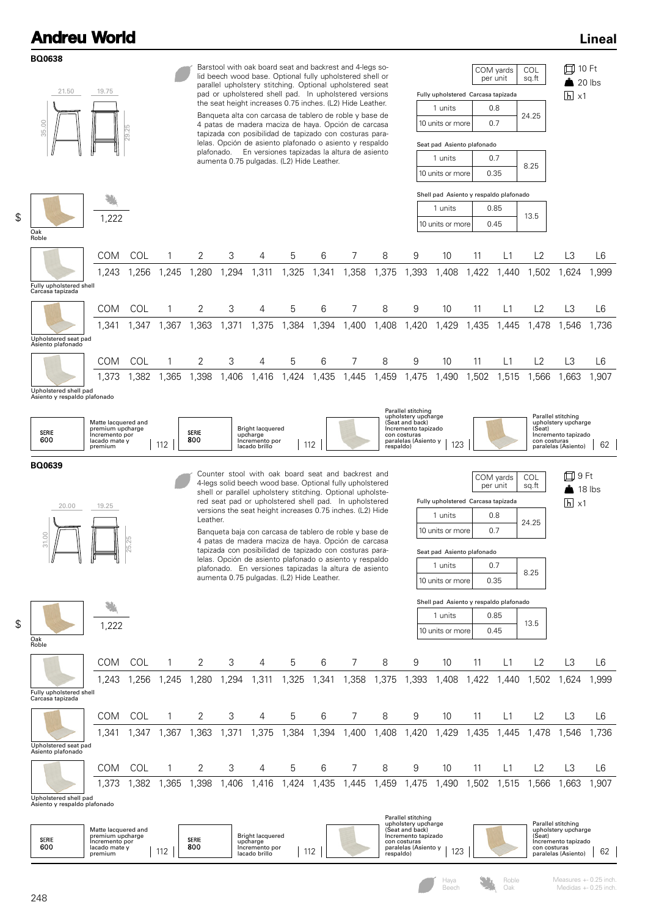## BQ0638

Dimensions: 21.50 / 19.75 / 35.00 / 29.25

Barstool with oak board seat and backrest and 4-legs solid beech wood base. Optional fully upholstered shell or parallel upholstery stitching. Optional upholstered seat pad or upholstered shell pad. In upholstered versions the seat height increases 0.75 inches. (L2) Hide Leather.

Banqueta alta con carcasa de tablero de roble y base de 4 patas de madera maciza de haya. Opción de carcasa tapizada con posibilidad de tapizado con costuras paralelas. Opción de asiento plafonado o asiento y respaldo plafonado. En versiones tapizadas la altura de asiento aumenta 0.75 pulgadas. (L2) Hide Leather.

| | COM yards per unit | COL sq.ft |
|---|---|---|
| **Fully upholstered Carcasa tapizada** | | |
| 1 units | 0.8 | 24.25 |
| 10 units or more | 0.7 | |
| **Seat pad Asiento plafonado** | | |
| 1 units | 0.7 | 8.25 |
| 10 units or more | 0.35 | |
| **Shell pad Asiento y respaldo plafonado** | | |
| 1 units | 0.85 | 13.5 |
| 10 units or more | 0.45 | |

10 Ft · 20 lbs · x1

$

| Oak / Roble | 1,222 |
|---|---|

| | COM | COL | 1 | 2 | 3 | 4 | 5 | 6 | 7 | 8 | 9 | 10 | 11 | L1 | L2 | L3 | L6 |
|---|---|---|---|---|---|---|---|---|---|---|---|---|---|---|---|---|---|
| Fully upholstered shell / Carcasa tapizada | 1,243 | 1,256 | 1,245 | 1,280 | 1,294 | 1,311 | 1,325 | 1,341 | 1,358 | 1,375 | 1,393 | 1,408 | 1,422 | 1,440 | 1,502 | 1,624 | 1,999 |
| Upholstered seat pad / Asiento plafonado | 1,341 | 1,347 | 1,367 | 1,363 | 1,371 | 1,375 | 1,384 | 1,394 | 1,400 | 1,408 | 1,420 | 1,429 | 1,435 | 1,445 | 1,478 | 1,546 | 1,736 |
| Upholstered shell pad / Asiento y respaldo plafonado | 1,373 | 1,382 | 1,365 | 1,398 | 1,406 | 1,416 | 1,424 | 1,435 | 1,445 | 1,459 | 1,475 | 1,490 | 1,502 | 1,515 | 1,566 | 1,663 | 1,907 |

| SERIE 600 – Matte lacquered and premium upcharge / Incremento por lacado mate y premium | 112 |
|---|---|
| SERIE 800 – Bright lacquered upcharge / Incremento por lacado brillo | 112 |
| Parallel stitching upholstery upcharge (Seat and back) / Incremento tapizado con costuras paralelas (Asiento y respaldo) | 123 |
| Parallel stitching upholstery upcharge (Seat) / Incremento tapizado con costuras paralelas (Asiento) | 62 |

## BQ0639

Dimensions: 20.00 / 19.25 / 31.00 / 25.25

Counter stool with oak board seat and backrest and 4-legs solid beech wood base. Optional fully upholstered shell or parallel upholstery stitching. Optional upholstered seat pad or upholstered shell pad. In upholstered versions the seat height increases 0.75 inches. (L2) Hide Leather.

Banqueta baja con carcasa de tablero de roble y base de 4 patas de madera maciza de haya. Opción de carcasa tapizada con posibilidad de tapizado con costuras paralelas. Opción de asiento plafonado o asiento y respaldo plafonado. En versiones tapizadas la altura de asiento aumenta 0.75 pulgadas. (L2) Hide Leather.

| | COM yards per unit | COL sq.ft |
|---|---|---|
| **Fully upholstered Carcasa tapizada** | | |
| 1 units | 0.8 | 24.25 |
| 10 units or more | 0.7 | |
| **Seat pad Asiento plafonado** | | |
| 1 units | 0.7 | 8.25 |
| 10 units or more | 0.35 | |
| **Shell pad Asiento y respaldo plafonado** | | |
| 1 units | 0.85 | 13.5 |
| 10 units or more | 0.45 | |

9 Ft · 18 lbs · x1

$

| Oak / Roble | 1,222 |
|---|---|

| | COM | COL | 1 | 2 | 3 | 4 | 5 | 6 | 7 | 8 | 9 | 10 | 11 | L1 | L2 | L3 | L6 |
|---|---|---|---|---|---|---|---|---|---|---|---|---|---|---|---|---|---|
| Fully upholstered shell / Carcasa tapizada | 1,243 | 1,256 | 1,245 | 1,280 | 1,294 | 1,311 | 1,325 | 1,341 | 1,358 | 1,375 | 1,393 | 1,408 | 1,422 | 1,440 | 1,502 | 1,624 | 1,999 |
| Upholstered seat pad / Asiento plafonado | 1,341 | 1,347 | 1,367 | 1,363 | 1,371 | 1,375 | 1,384 | 1,394 | 1,400 | 1,408 | 1,420 | 1,429 | 1,435 | 1,445 | 1,478 | 1,546 | 1,736 |
| Upholstered shell pad / Asiento y respaldo plafonado | 1,373 | 1,382 | 1,365 | 1,398 | 1,406 | 1,416 | 1,424 | 1,435 | 1,445 | 1,459 | 1,475 | 1,490 | 1,502 | 1,515 | 1,566 | 1,663 | 1,907 |

| SERIE 600 – Matte lacquered and premium upcharge / Incremento por lacado mate y premium | 112 |
|---|---|
| SERIE 800 – Bright lacquered upcharge / Incremento por lacado brillo | 112 |
| Parallel stitching upholstery upcharge (Seat and back) / Incremento tapizado con costuras paralelas (Asiento y respaldo) | 123 |
| Parallel stitching upholstery upcharge (Seat) / Incremento tapizado con costuras paralelas (Asiento) | 62 |

Haya / Beech · Roble / Oak

Measures +- 0.25 inch. / Medidas +- 0.25 inch.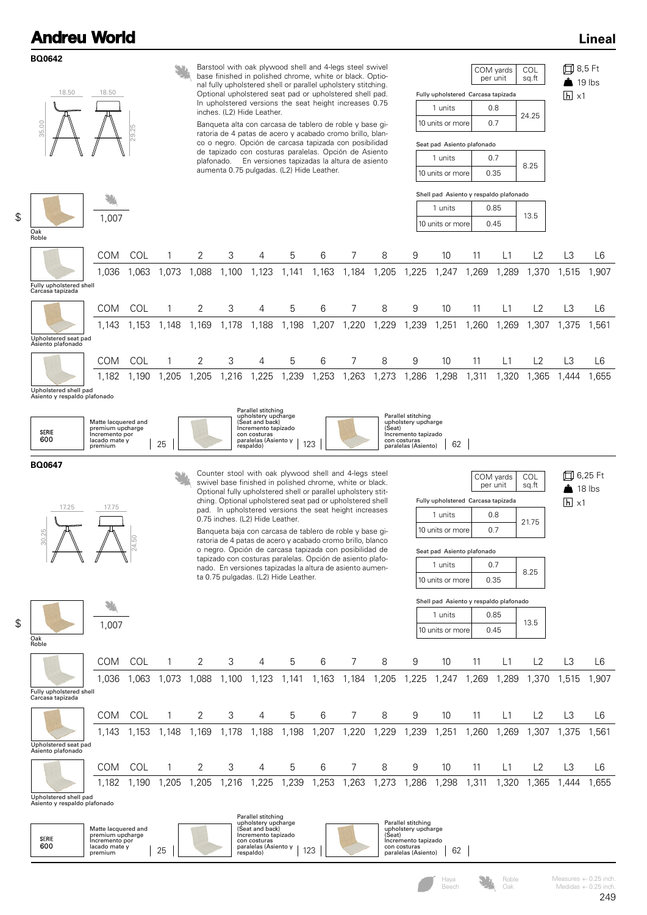# Andreu World

## Lineal

### BQ0642

Dimensions: 18.50 / 18.50 / 35.00 / 29.25

Barstool with oak plywood shell and 4-legs steel swivel base finished in polished chrome, white or black. Optional fully upholstered shell or parallel upholstery stitching. Optional upholstered seat pad or upholstered shell pad. In upholstered versions the seat height increases 0.75 inches. (L2) Hide Leather.

Banqueta alta con carcasa de tablero de roble y base giratoria de 4 patas de acero y acabado cromo brillo, blanco o negro. Opción de carcasa tapizada con posibilidad de tapizado con costuras paralelas. Opción de Asiento plafonado. En versiones tapizadas la altura de asiento aumenta 0.75 pulgadas. (L2) Hide Leather.

| | COM yards per unit | COL sq.ft |
|---|---|---|
| **Fully upholstered Carcasa tapizada** | | |
| 1 units | 0.8 | 24.25 |
| 10 units or more | 0.7 | |
| **Seat pad Asiento plafonado** | | |
| 1 units | 0.7 | 8.25 |
| 10 units or more | 0.35 | |
| **Shell pad Asiento y respaldo plafonado** | | |
| 1 units | 0.85 | 13.5 |
| 10 units or more | 0.45 | |

8,5 Ft — 19 lbs — x1

$ Oak / Roble: 1,007

| | COM | COL | 1 | 2 | 3 | 4 | 5 | 6 | 7 | 8 | 9 | 10 | 11 | L1 | L2 | L3 | L6 |
|---|---|---|---|---|---|---|---|---|---|---|---|---|---|---|---|---|---|
| Fully upholstered shell / Carcasa tapizada | 1,036 | 1,063 | 1,073 | 1,088 | 1,100 | 1,123 | 1,141 | 1,163 | 1,184 | 1,205 | 1,225 | 1,247 | 1,269 | 1,289 | 1,370 | 1,515 | 1,907 |
| Upholstered seat pad / Asiento plafonado | 1,143 | 1,153 | 1,148 | 1,169 | 1,178 | 1,188 | 1,198 | 1,207 | 1,220 | 1,229 | 1,239 | 1,251 | 1,260 | 1,269 | 1,307 | 1,375 | 1,561 |
| Upholstered shell pad / Asiento y respaldo plafonado | 1,182 | 1,190 | 1,205 | 1,205 | 1,216 | 1,225 | 1,239 | 1,253 | 1,263 | 1,273 | 1,286 | 1,298 | 1,311 | 1,320 | 1,365 | 1,444 | 1,655 |

SERIE 600 — Matte lacquered and premium upcharge / Incremento por lacado mate y premium: 25 — Parallel stitching upholstery upcharge (Seat and back) / Incremento tapizado con costuras paralelas (Asiento y respaldo): 123 — Parallel stitching upholstery upcharge (Seat) / Incremento tapizado con costuras paralelas (Asiento): 62

### BQ0647

Dimensions: 17.25 / 17.75 / 30.25 / 24.50

Counter stool with oak plywood shell and 4-legs steel swivel base finished in polished chrome, white or black. Optional fully upholstered shell or parallel upholstery stitching. Optional upholstered seat pad or upholstered shell pad. In upholstered versions the seat height increases 0.75 inches. (L2) Hide Leather.

Banqueta baja con carcasa de tablero de roble y base giratoria de 4 patas de acero y acabado cromo brillo, blanco o negro. Opción de carcasa tapizada con posibilidad de tapizado con costuras paralelas. Opción de asiento plafonado. En versiones tapizadas la altura de asiento aumenta 0.75 pulgadas. (L2) Hide Leather.

| | COM yards per unit | COL sq.ft |
|---|---|---|
| **Fully upholstered Carcasa tapizada** | | |
| 1 units | 0.8 | 21.75 |
| 10 units or more | 0.7 | |
| **Seat pad Asiento plafonado** | | |
| 1 units | 0.7 | 8.25 |
| 10 units or more | 0.35 | |
| **Shell pad Asiento y respaldo plafonado** | | |
| 1 units | 0.85 | 13.5 |
| 10 units or more | 0.45 | |

6,25 Ft — 18 lbs — x1

$ Oak / Roble: 1,007

| | COM | COL | 1 | 2 | 3 | 4 | 5 | 6 | 7 | 8 | 9 | 10 | 11 | L1 | L2 | L3 | L6 |
|---|---|---|---|---|---|---|---|---|---|---|---|---|---|---|---|---|---|
| Fully upholstered shell / Carcasa tapizada | 1,036 | 1,063 | 1,073 | 1,088 | 1,100 | 1,123 | 1,141 | 1,163 | 1,184 | 1,205 | 1,225 | 1,247 | 1,269 | 1,289 | 1,370 | 1,515 | 1,907 |
| Upholstered seat pad / Asiento plafonado | 1,143 | 1,153 | 1,148 | 1,169 | 1,178 | 1,188 | 1,198 | 1,207 | 1,220 | 1,229 | 1,239 | 1,251 | 1,260 | 1,269 | 1,307 | 1,375 | 1,561 |
| Upholstered shell pad / Asiento y respaldo plafonado | 1,182 | 1,190 | 1,205 | 1,205 | 1,216 | 1,225 | 1,239 | 1,253 | 1,263 | 1,273 | 1,286 | 1,298 | 1,311 | 1,320 | 1,365 | 1,444 | 1,655 |

SERIE 600 — Matte lacquered and premium upcharge / Incremento por lacado mate y premium: 25 — Parallel stitching upholstery upcharge (Seat and back) / Incremento tapizado con costuras paralelas (Asiento y respaldo): 123 — Parallel stitching upholstery upcharge (Seat) / Incremento tapizado con costuras paralelas (Asiento): 62

Haya Beech — Roble Oak

Measures +- 0.25 inch. Medidas +- 0.25 inch.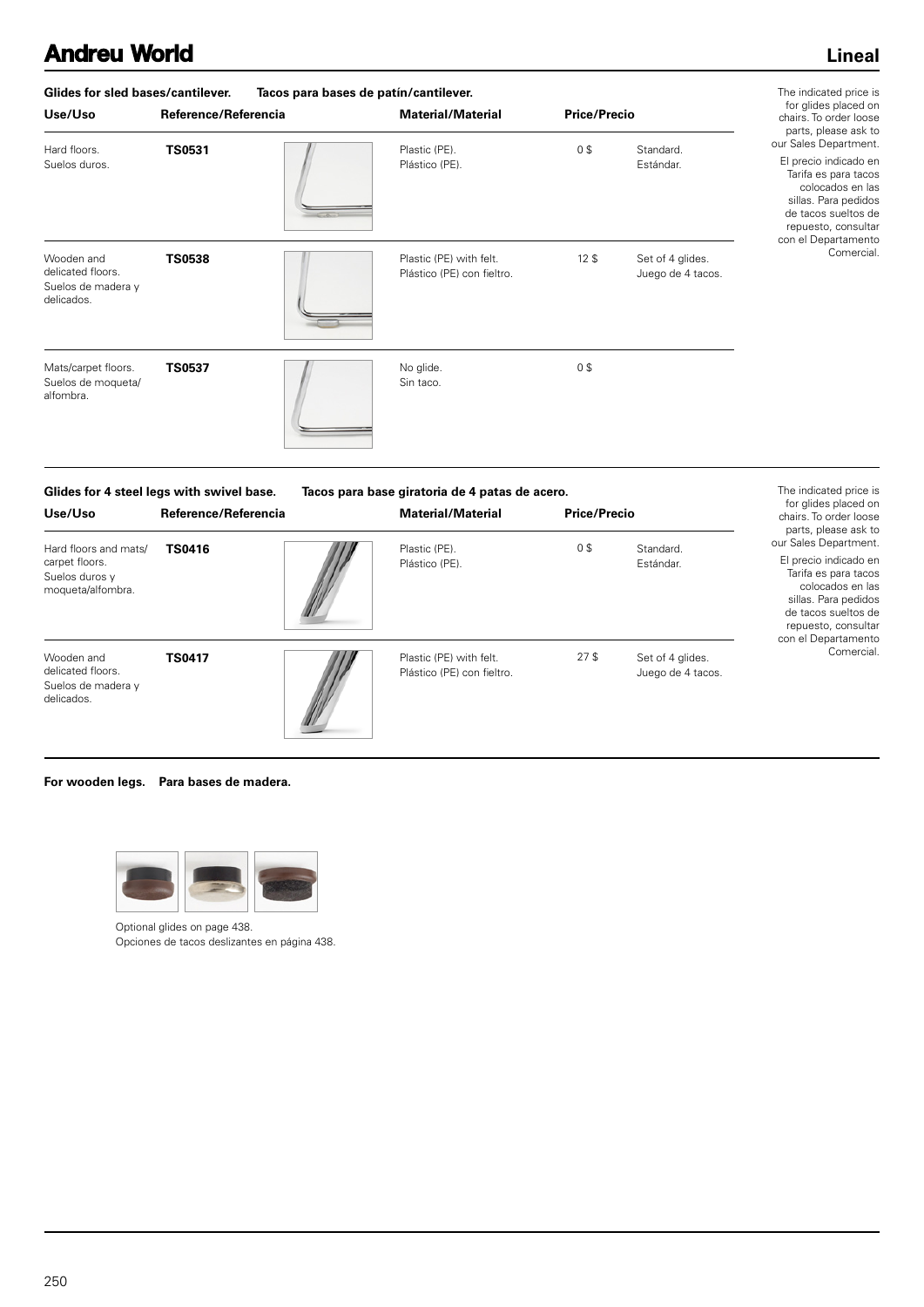## Glides for sled bases/cantilever. Tacos para bases de patín/cantilever.

| Use/Uso | Reference/Referencia | Material/Material | Price/Precio | |
|---|---|---|---|---|
| Hard floors. Suelos duros. | **TS0531** | Plastic (PE). Plástico (PE). | 0 $ | Standard. Estándar. |
| Wooden and delicated floors. Suelos de madera y delicados. | **TS0538** | Plastic (PE) with felt. Plástico (PE) con fieltro. | 12 $ | Set of 4 glides. Juego de 4 tacos. |
| Mats/carpet floors. Suelos de moqueta/alfombra. | **TS0537** | No glide. Sin taco. | 0 $ | |

The indicated price is for glides placed on chairs. To order loose parts, please ask to our Sales Department.

El precio indicado en Tarifa es para tacos colocados en las sillas. Para pedidos de tacos sueltos de repuesto, consultar con el Departamento Comercial.

## Glides for 4 steel legs with swivel base. Tacos para base giratoria de 4 patas de acero.

| Use/Uso | Reference/Referencia | Material/Material | Price/Precio | |
|---|---|---|---|---|
| Hard floors and mats/carpet floors. Suelos duros y moqueta/alfombra. | **TS0416** | Plastic (PE). Plástico (PE). | 0 $ | Standard. Estándar. |
| Wooden and delicated floors. Suelos de madera y delicados. | **TS0417** | Plastic (PE) with felt. Plástico (PE) con fieltro. | 27 $ | Set of 4 glides. Juego de 4 tacos. |

The indicated price is for glides placed on chairs. To order loose parts, please ask to our Sales Department.

El precio indicado en Tarifa es para tacos colocados en las sillas. Para pedidos de tacos sueltos de repuesto, consultar con el Departamento Comercial.

## For wooden legs. Para bases de madera.

Optional glides on page 438.
Opciones de tacos deslizantes en página 438.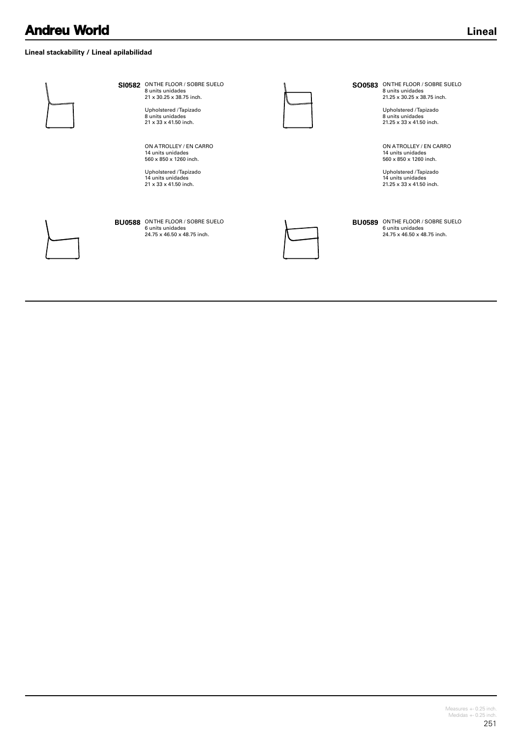**Lineal stackability / Lineal apilabilidad**

**SI0582** ON THE FLOOR / SOBRE SUELO
8 units unidades
21 x 30.25 x 38.75 inch.

Upholstered / Tapizado
8 units unidades
21 x 33 x 41.50 inch.

ON A TROLLEY / EN CARRO
14 units unidades
560 x 850 x 1260 inch.

Upholstered / Tapizado
14 units unidades
21 x 33 x 41.50 inch.

**SO0583** ON THE FLOOR / SOBRE SUELO
8 units unidades
21.25 x 30.25 x 38.75 inch.

Upholstered / Tapizado
8 units unidades
21.25 x 33 x 41.50 inch.

ON A TROLLEY / EN CARRO
14 units unidades
560 x 850 x 1260 inch.

Upholstered / Tapizado
14 units unidades
21.25 x 33 x 41.50 inch.

**BU0588** ON THE FLOOR / SOBRE SUELO
6 units unidades
24.75 x 46.50 x 48.75 inch.

**BU0589** ON THE FLOOR / SOBRE SUELO
6 units unidades
24.75 x 46.50 x 48.75 inch.

Measures +- 0.25 inch.
Medidas +- 0.25 inch.